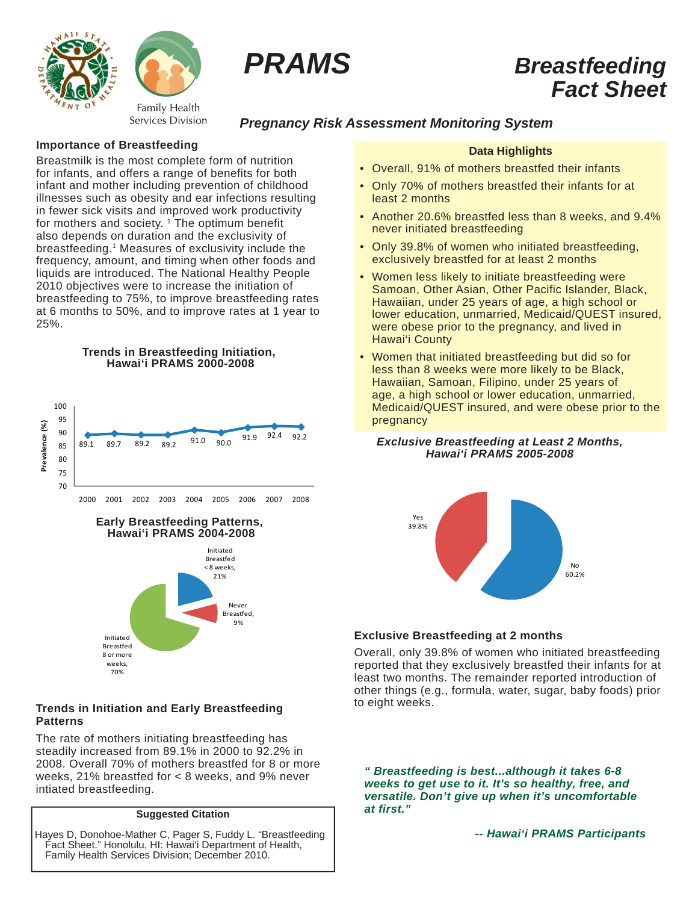# PRAMS

# Breastfeeding Fact Sheet

Family Health Services Division

***Pregnancy Risk Assessment Monitoring System***

### Importance of Breastfeeding

Breastmilk is the most complete form of nutrition for infants, and offers a range of benefits for both infant and mother including prevention of childhood illnesses such as obesity and ear infections resulting in fewer sick visits and improved work productivity for mothers and society. [1] The optimum benefit also depends on duration and the exclusivity of breastfeeding.[1] Measures of exclusivity include the frequency, amount, and timing when other foods and liquids are introduced. The National Healthy People 2010 objectives were to increase the initiation of breastfeeding to 75%, to improve breastfeeding rates at 6 months to 50%, and to improve rates at 1 year to 25%.

**Trends in Breastfeeding Initiation, Hawai'i PRAMS 2000-2008**

| Year | 2000 | 2001 | 2002 | 2003 | 2004 | 2005 | 2006 | 2007 | 2008 |
|---|---|---|---|---|---|---|---|---|---|
| Prevalence (%) | 89.1 | 89.7 | 89.2 | 89.2 | 91.0 | 90.0 | 91.9 | 92.4 | 92.2 |

**Early Breastfeeding Patterns, Hawai'i PRAMS 2004-2008**

- Initiated Breastfed < 8 weeks, 21%
- Never Breastfed, 9%
- Initiated Breastfed 8 or more weeks, 70%

### Trends in Initiation and Early Breastfeeding Patterns

The rate of mothers initiating breastfeeding has steadily increased from 89.1% in 2000 to 92.2% in 2008. Overall 70% of mothers breastfed for 8 or more weeks, 21% breastfed for < 8 weeks, and 9% never intiated breastfeeding.

**Suggested Citation**

Hayes D, Donohoe-Mather C, Pager S, Fuddy L. "Breastfeeding Fact Sheet." Honolulu, HI: Hawai'i Department of Health, Family Health Services Division; December 2010.

**Data Highlights**

- Overall, 91% of mothers breastfed their infants
- Only 70% of mothers breastfed their infants for at least 2 months
- Another 20.6% breastfed less than 8 weeks, and 9.4% never initiated breastfeeding
- Only 39.8% of women who initiated breastfeeding, exclusively breastfed for at least 2 months
- Women less likely to initiate breastfeeding were Samoan, Other Asian, Other Pacific Islander, Black, Hawaiian, under 25 years of age, a high school or lower education, unmarried, Medicaid/QUEST insured, were obese prior to the pregnancy, and lived in Hawai'i County
- Women that initiated breastfeeding but did so for less than 8 weeks were more likely to be Black, Hawaiian, Samoan, Filipino, under 25 years of age, a high school or lower education, unmarried, Medicaid/QUEST insured, and were obese prior to the pregnancy

***Exclusive Breastfeeding at Least 2 Months, Hawai'i PRAMS 2005-2008***

- Yes 39.8%
- No 60.2%

### Exclusive Breastfeeding at 2 months

Overall, only 39.8% of women who initiated breastfeeding reported that they exclusively breastfed their infants for at least two months. The remainder reported introduction of other things (e.g., formula, water, sugar, baby foods) prior to eight weeks.

***" Breastfeeding is best...although it takes 6-8 weeks to get use to it. It's so healthy, free, and versatile. Don't give up when it's uncomfortable at first."***

***-- Hawai'i PRAMS Participants***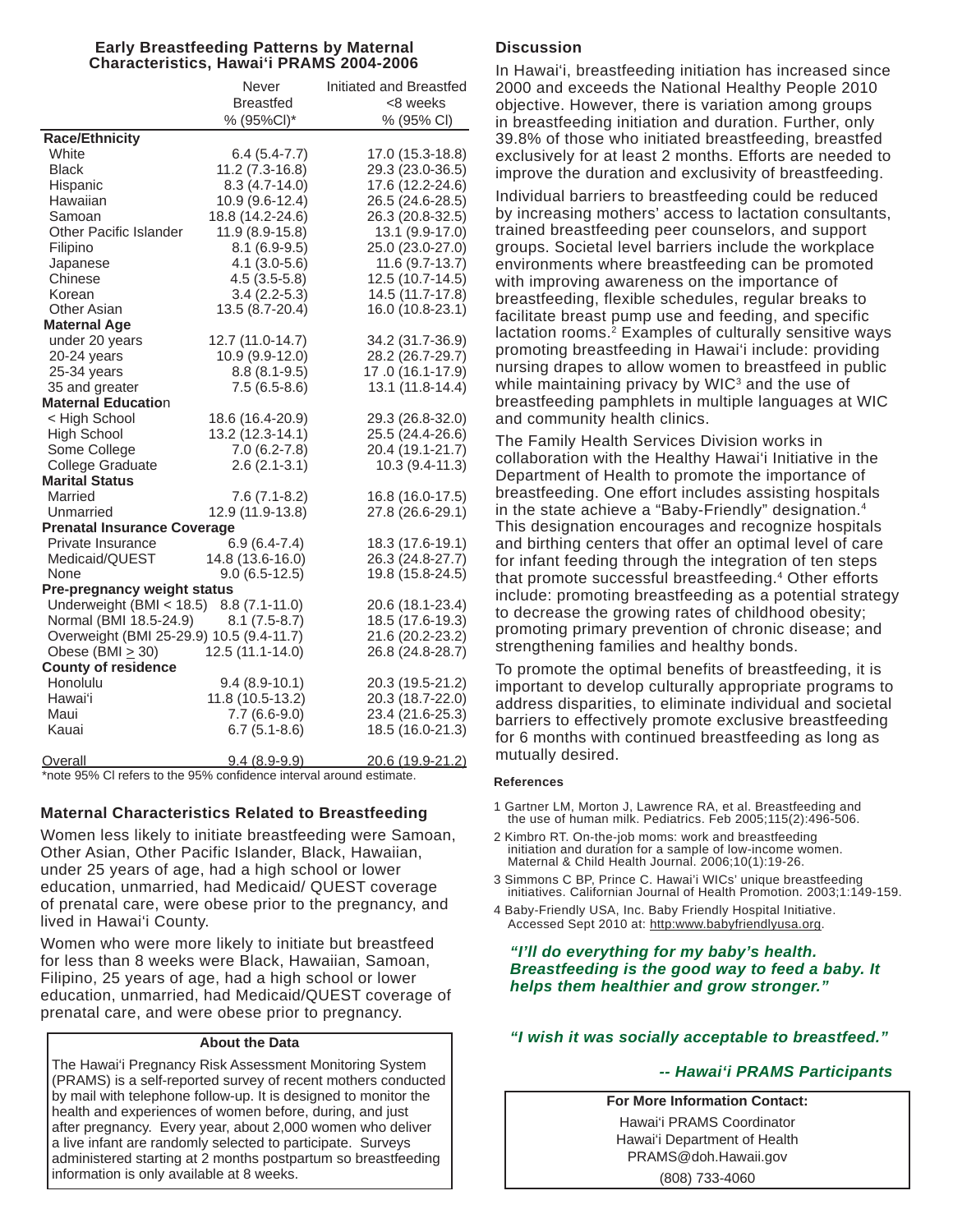### Early Breastfeeding Patterns by Maternal Characteristics, Hawai'i PRAMS 2004-2006

| | Never Breastfed % (95%CI)* | Initiated and Breastfed <8 weeks % (95% CI) |
|---|---|---|
| **Race/Ethnicity** | | |
| White | 6.4 (5.4-7.7) | 17.0 (15.3-18.8) |
| Black | 11.2 (7.3-16.8) | 29.3 (23.0-36.5) |
| Hispanic | 8.3 (4.7-14.0) | 17.6 (12.2-24.6) |
| Hawaiian | 10.9 (9.6-12.4) | 26.5 (24.6-28.5) |
| Samoan | 18.8 (14.2-24.6) | 26.3 (20.8-32.5) |
| Other Pacific Islander | 11.9 (8.9-15.8) | 13.1 (9.9-17.0) |
| Filipino | 8.1 (6.9-9.5) | 25.0 (23.0-27.0) |
| Japanese | 4.1 (3.0-5.6) | 11.6 (9.7-13.7) |
| Chinese | 4.5 (3.5-5.8) | 12.5 (10.7-14.5) |
| Korean | 3.4 (2.2-5.3) | 14.5 (11.7-17.8) |
| Other Asian | 13.5 (8.7-20.4) | 16.0 (10.8-23.1) |
| **Maternal Age** | | |
| under 20 years | 12.7 (11.0-14.7) | 34.2 (31.7-36.9) |
| 20-24 years | 10.9 (9.9-12.0) | 28.2 (26.7-29.7) |
| 25-34 years | 8.8 (8.1-9.5) | 17 .0 (16.1-17.9) |
| 35 and greater | 7.5 (6.5-8.6) | 13.1 (11.8-14.4) |
| **Maternal Education** | | |
| < High School | 18.6 (16.4-20.9) | 29.3 (26.8-32.0) |
| High School | 13.2 (12.3-14.1) | 25.5 (24.4-26.6) |
| Some College | 7.0 (6.2-7.8) | 20.4 (19.1-21.7) |
| College Graduate | 2.6 (2.1-3.1) | 10.3 (9.4-11.3) |
| **Marital Status** | | |
| Married | 7.6 (7.1-8.2) | 16.8 (16.0-17.5) |
| Unmarried | 12.9 (11.9-13.8) | 27.8 (26.6-29.1) |
| **Prenatal Insurance Coverage** | | |
| Private Insurance | 6.9 (6.4-7.4) | 18.3 (17.6-19.1) |
| Medicaid/QUEST | 14.8 (13.6-16.0) | 26.3 (24.8-27.7) |
| None | 9.0 (6.5-12.5) | 19.8 (15.8-24.5) |
| **Pre-pregnancy weight status** | | |
| Underweight (BMI < 18.5) | 8.8 (7.1-11.0) | 20.6 (18.1-23.4) |
| Normal (BMI 18.5-24.9) | 8.1 (7.5-8.7) | 18.5 (17.6-19.3) |
| Overweight (BMI 25-29.9) | 10.5 (9.4-11.7) | 21.6 (20.2-23.2) |
| Obese (BMI ≥ 30) | 12.5 (11.1-14.0) | 26.8 (24.8-28.7) |
| **County of residence** | | |
| Honolulu | 9.4 (8.9-10.1) | 20.3 (19.5-21.2) |
| Hawai'i | 11.8 (10.5-13.2) | 20.3 (18.7-22.0) |
| Maui | 7.7 (6.6-9.0) | 23.4 (21.6-25.3) |
| Kauai | 6.7 (5.1-8.6) | 18.5 (16.0-21.3) |
| Overall | 9.4 (8.9-9.9) | 20.6 (19.9-21.2) |

*note 95% CI refers to the 95% confidence interval around estimate.

### Maternal Characteristics Related to Breastfeeding

Women less likely to initiate breastfeeding were Samoan, Other Asian, Other Pacific Islander, Black, Hawaiian, under 25 years of age, had a high school or lower education, unmarried, had Medicaid/ QUEST coverage of prenatal care, were obese prior to the pregnancy, and lived in Hawai'i County.

Women who were more likely to initiate but breastfeed for less than 8 weeks were Black, Hawaiian, Samoan, Filipino, 25 years of age, had a high school or lower education, unmarried, had Medicaid/QUEST coverage of prenatal care, and were obese prior to pregnancy.

**About the Data**

The Hawai'i Pregnancy Risk Assessment Monitoring System (PRAMS) is a self-reported survey of recent mothers conducted by mail with telephone follow-up. It is designed to monitor the health and experiences of women before, during, and just after pregnancy. Every year, about 2,000 women who deliver a live infant are randomly selected to participate. Surveys administered starting at 2 months postpartum so breastfeeding information is only available at 8 weeks.

### Discussion

In Hawai'i, breastfeeding initiation has increased since 2000 and exceeds the National Healthy People 2010 objective. However, there is variation among groups in breastfeeding initiation and duration. Further, only 39.8% of those who initiated breastfeeding, breastfed exclusively for at least 2 months. Efforts are needed to improve the duration and exclusivity of breastfeeding.

Individual barriers to breastfeeding could be reduced by increasing mothers' access to lactation consultants, trained breastfeeding peer counselors, and support groups. Societal level barriers include the workplace environments where breastfeeding can be promoted with improving awareness on the importance of breastfeeding, flexible schedules, regular breaks to facilitate breast pump use and feeding, and specific lactation rooms.[2] Examples of culturally sensitive ways promoting breastfeeding in Hawai'i include: providing nursing drapes to allow women to breastfeed in public while maintaining privacy by WIC[3] and the use of breastfeeding pamphlets in multiple languages at WIC and community health clinics.

The Family Health Services Division works in collaboration with the Healthy Hawai'i Initiative in the Department of Health to promote the importance of breastfeeding. One effort includes assisting hospitals in the state achieve a "Baby-Friendly" designation.[4] This designation encourages and recognize hospitals and birthing centers that offer an optimal level of care for infant feeding through the integration of ten steps that promote successful breastfeeding.[4] Other efforts include: promoting breastfeeding as a potential strategy to decrease the growing rates of childhood obesity; promoting primary prevention of chronic disease; and strengthening families and healthy bonds.

To promote the optimal benefits of breastfeeding, it is important to develop culturally appropriate programs to address disparities, to eliminate individual and societal barriers to effectively promote exclusive breastfeeding for 6 months with continued breastfeeding as long as mutually desired.

#### References

1 Gartner LM, Morton J, Lawrence RA, et al. Breastfeeding and the use of human milk. Pediatrics. Feb 2005;115(2):496-506.

2 Kimbro RT. On-the-job moms: work and breastfeeding initiation and duration for a sample of low-income women. Maternal & Child Health Journal. 2006;10(1):19-26.

3 Simmons C BP, Prince C. Hawai'i WICs' unique breastfeeding initiatives. Californian Journal of Health Promotion. 2003;1:149-159.

4 Baby-Friendly USA, Inc. Baby Friendly Hospital Initiative. Accessed Sept 2010 at: http:www.babyfriendlyusa.org.

***"I'll do everything for my baby's health. Breastfeeding is the good way to feed a baby. It helps them healthier and grow stronger."***

***"I wish it was socially acceptable to breastfeed."***

***-- Hawai'i PRAMS Participants***

**For More Information Contact:**

Hawai'i PRAMS Coordinator
Hawai'i Department of Health
PRAMS@doh.Hawaii.gov
(808) 733-4060